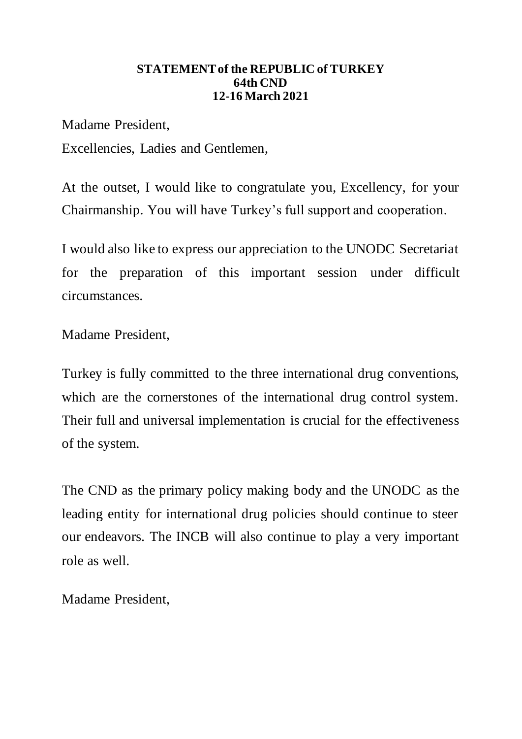**STATEMENT of the REPUBLIC of TURKEY**
**64th CND**
**12-16 March 2021**

Madame President,

Excellencies, Ladies and Gentlemen,

At the outset, I would like to congratulate you, Excellency, for your Chairmanship. You will have Turkey's full support and cooperation.

I would also like to express our appreciation to the UNODC Secretariat for the preparation of this important session under difficult circumstances.

Madame President,

Turkey is fully committed to the three international drug conventions, which are the cornerstones of the international drug control system. Their full and universal implementation is crucial for the effectiveness of the system.

The CND as the primary policy making body and the UNODC as the leading entity for international drug policies should continue to steer our endeavors. The INCB will also continue to play a very important role as well.

Madame President,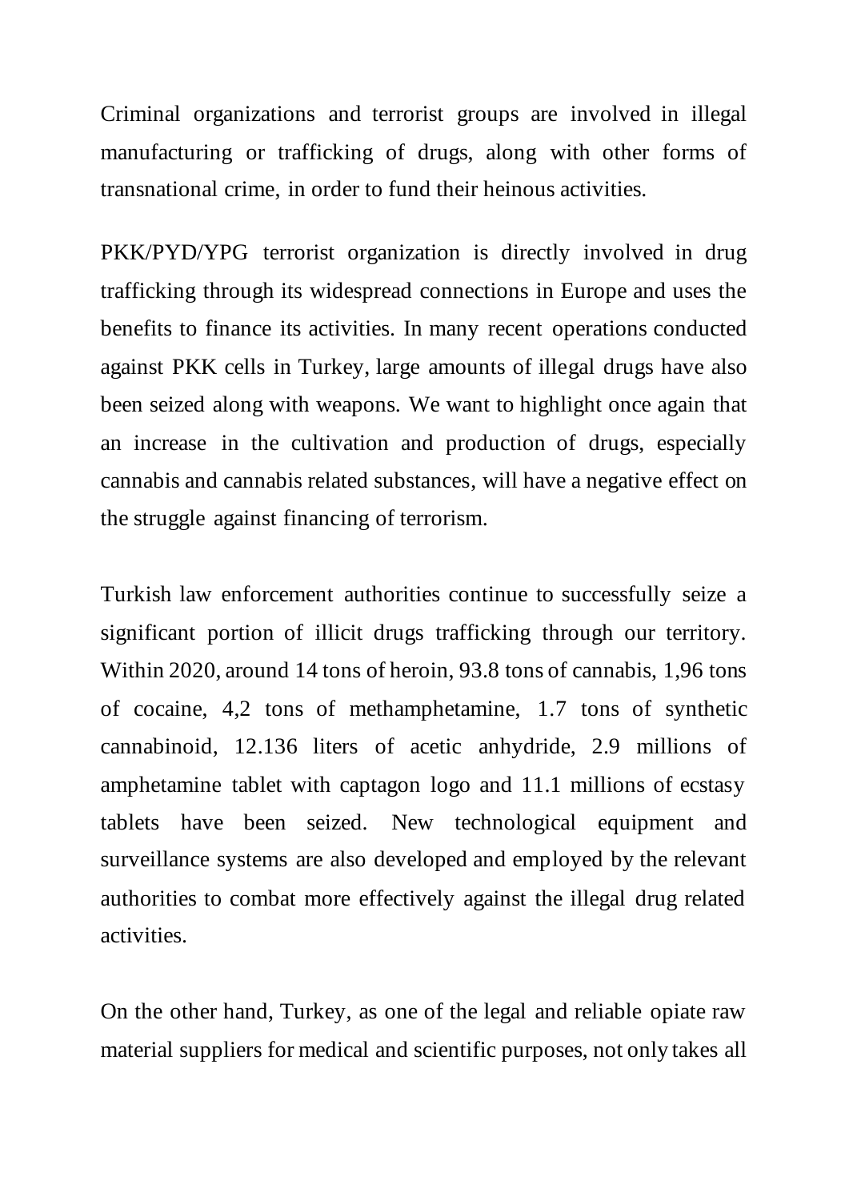Criminal organizations and terrorist groups are involved in illegal manufacturing or trafficking of drugs, along with other forms of transnational crime, in order to fund their heinous activities.

PKK/PYD/YPG terrorist organization is directly involved in drug trafficking through its widespread connections in Europe and uses the benefits to finance its activities. In many recent operations conducted against PKK cells in Turkey, large amounts of illegal drugs have also been seized along with weapons. We want to highlight once again that an increase in the cultivation and production of drugs, especially cannabis and cannabis related substances, will have a negative effect on the struggle against financing of terrorism.

Turkish law enforcement authorities continue to successfully seize a significant portion of illicit drugs trafficking through our territory. Within 2020, around 14 tons of heroin, 93.8 tons of cannabis, 1,96 tons of cocaine, 4,2 tons of methamphetamine, 1.7 tons of synthetic cannabinoid, 12.136 liters of acetic anhydride, 2.9 millions of amphetamine tablet with captagon logo and 11.1 millions of ecstasy tablets have been seized. New technological equipment and surveillance systems are also developed and employed by the relevant authorities to combat more effectively against the illegal drug related activities.

On the other hand, Turkey, as one of the legal and reliable opiate raw material suppliers for medical and scientific purposes, not only takes all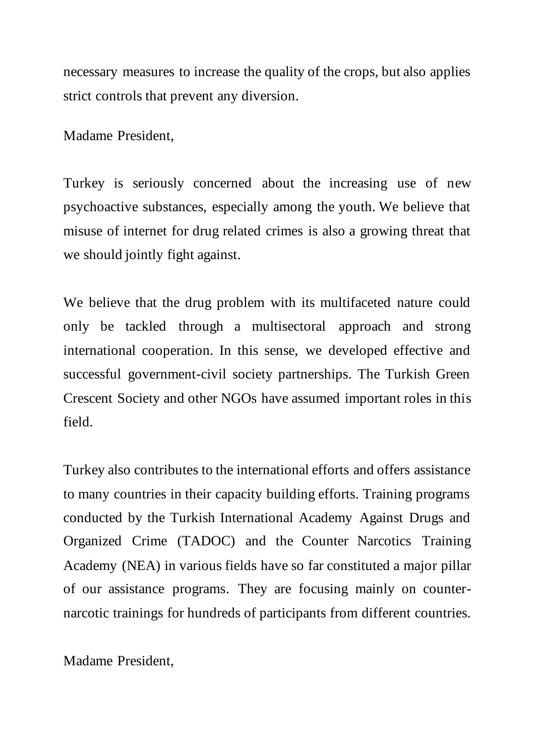necessary measures to increase the quality of the crops, but also applies strict controls that prevent any diversion.

Madame President,

Turkey is seriously concerned about the increasing use of new psychoactive substances, especially among the youth. We believe that misuse of internet for drug related crimes is also a growing threat that we should jointly fight against.

We believe that the drug problem with its multifaceted nature could only be tackled through a multisectoral approach and strong international cooperation. In this sense, we developed effective and successful government-civil society partnerships. The Turkish Green Crescent Society and other NGOs have assumed important roles in this field.

Turkey also contributes to the international efforts and offers assistance to many countries in their capacity building efforts. Training programs conducted by the Turkish International Academy Against Drugs and Organized Crime (TADOC) and the Counter Narcotics Training Academy (NEA) in various fields have so far constituted a major pillar of our assistance programs. They are focusing mainly on counter-narcotic trainings for hundreds of participants from different countries.

Madame President,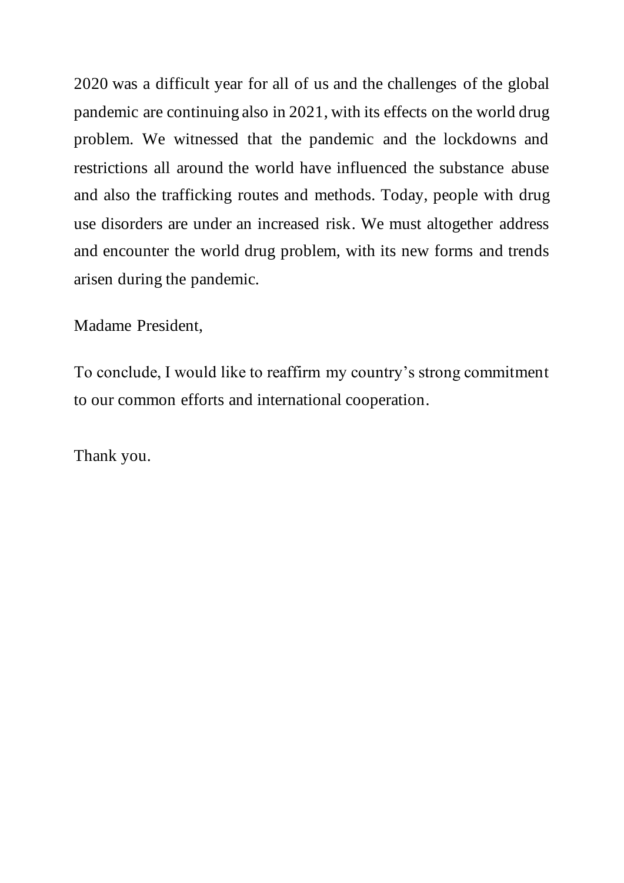2020 was a difficult year for all of us and the challenges of the global pandemic are continuing also in 2021, with its effects on the world drug problem. We witnessed that the pandemic and the lockdowns and restrictions all around the world have influenced the substance abuse and also the trafficking routes and methods. Today, people with drug use disorders are under an increased risk. We must altogether address and encounter the world drug problem, with its new forms and trends arisen during the pandemic.

Madame President,

To conclude, I would like to reaffirm my country's strong commitment to our common efforts and international cooperation.

Thank you.